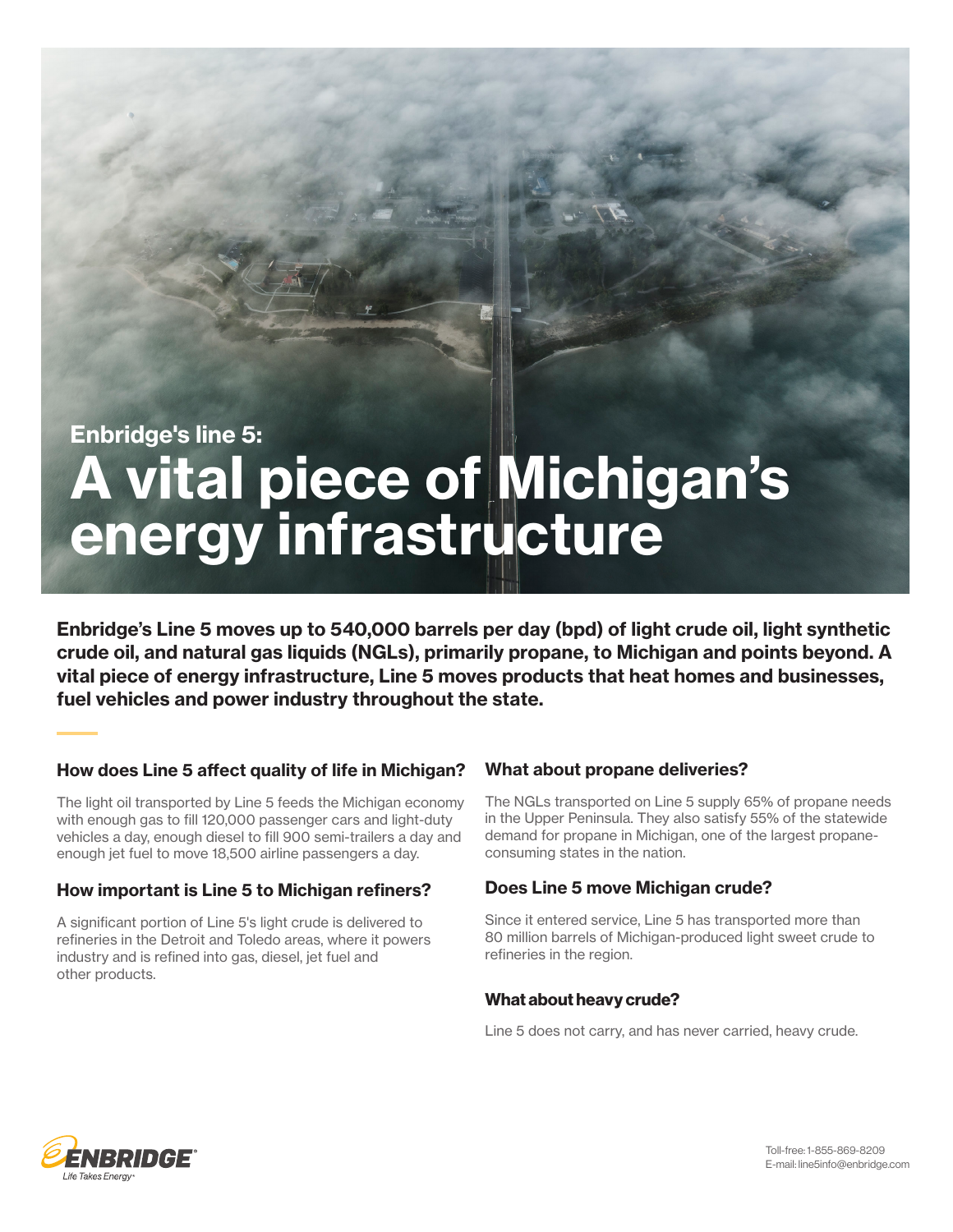## Enbridge's line 5:

# A vital piece of Michigan's energy infrastructure

**Enbridge's Line 5 moves up to 540,000 barrels per day (bpd) of light crude oil, light synthetic crude oil, and natural gas liquids (NGLs), primarily propane, to Michigan and points beyond. A vital piece of energy infrastructure, Line 5 moves products that heat homes and businesses, fuel vehicles and power industry throughout the state.**

### How does Line 5 affect quality of life in Michigan?

The light oil transported by Line 5 feeds the Michigan economy with enough gas to fill 120,000 passenger cars and light-duty vehicles a day, enough diesel to fill 900 semi-trailers a day and enough jet fuel to move 18,500 airline passengers a day.

### How important is Line 5 to Michigan refiners?

A significant portion of Line 5's light crude is delivered to refineries in the Detroit and Toledo areas, where it powers industry and is refined into gas, diesel, jet fuel and other products.

### What about propane deliveries?

The NGLs transported on Line 5 supply 65% of propane needs in the Upper Peninsula. They also satisfy 55% of the statewide demand for propane in Michigan, one of the largest propane-consuming states in the nation.

### Does Line 5 move Michigan crude?

Since it entered service, Line 5 has transported more than 80 million barrels of Michigan-produced light sweet crude to refineries in the region.

### What about heavy crude?

Line 5 does not carry, and has never carried, heavy crude.

ENBRIDGE
*Life Takes Energy*

Toll-free: 1-855-869-8209
E-mail: line5info@enbridge.com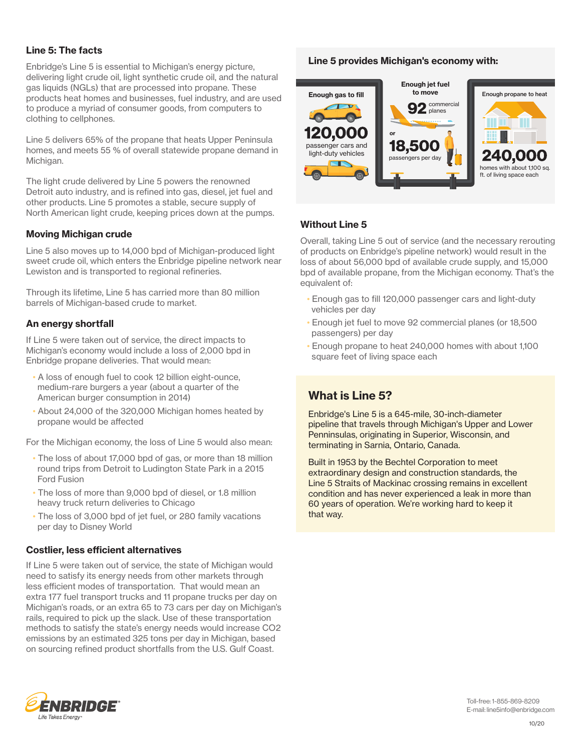## Line 5: The facts

Enbridge's Line 5 is essential to Michigan's energy picture, delivering light crude oil, light synthetic crude oil, and the natural gas liquids (NGLs) that are processed into propane. These products heat homes and businesses, fuel industry, and are used to produce a myriad of consumer goods, from computers to clothing to cellphones.

Line 5 delivers 65% of the propane that heats Upper Peninsula homes, and meets 55 % of overall statewide propane demand in Michigan.

The light crude delivered by Line 5 powers the renowned Detroit auto industry, and is refined into gas, diesel, jet fuel and other products. Line 5 promotes a stable, secure supply of North American light crude, keeping prices down at the pumps.

### Moving Michigan crude

Line 5 also moves up to 14,000 bpd of Michigan-produced light sweet crude oil, which enters the Enbridge pipeline network near Lewiston and is transported to regional refineries.

Through its lifetime, Line 5 has carried more than 80 million barrels of Michigan-based crude to market.

### An energy shortfall

If Line 5 were taken out of service, the direct impacts to Michigan's economy would include a loss of 2,000 bpd in Enbridge propane deliveries. That would mean:

- A loss of enough fuel to cook 12 billion eight-ounce, medium-rare burgers a year (about a quarter of the American burger consumption in 2014)
- About 24,000 of the 320,000 Michigan homes heated by propane would be affected

For the Michigan economy, the loss of Line 5 would also mean:

- The loss of about 17,000 bpd of gas, or more than 18 million round trips from Detroit to Ludington State Park in a 2015 Ford Fusion
- The loss of more than 9,000 bpd of diesel, or 1.8 million heavy truck return deliveries to Chicago
- The loss of 3,000 bpd of jet fuel, or 280 family vacations per day to Disney World

### Costlier, less efficient alternatives

If Line 5 were taken out of service, the state of Michigan would need to satisfy its energy needs from other markets through less efficient modes of transportation. That would mean an extra 177 fuel transport trucks and 11 propane trucks per day on Michigan's roads, or an extra 65 to 73 cars per day on Michigan's rails, required to pick up the slack. Use of these transportation methods to satisfy the state's energy needs would increase $CO_2$ emissions by an estimated 325 tons per day in Michigan, based on sourcing refined product shortfalls from the U.S. Gulf Coast.

### Line 5 provides Michigan's economy with:

Enough gas to fill
120,000
passenger cars and light-duty vehicles

Enough jet fuel to move
92 commercial planes
or
18,500
passengers per day

Enough propane to heat
240,000
homes with about 1,100 sq. ft. of living space each

### Without Line 5

Overall, taking Line 5 out of service (and the necessary rerouting of products on Enbridge's pipeline network) would result in the loss of about 56,000 bpd of available crude supply, and 15,000 bpd of available propane, from the Michigan economy. That's the equivalent of:

- Enough gas to fill 120,000 passenger cars and light-duty vehicles per day
- Enough jet fuel to move 92 commercial planes (or 18,500 passengers) per day
- Enough propane to heat 240,000 homes with about 1,100 square feet of living space each

## What is Line 5?

Enbridge's Line 5 is a 645-mile, 30-inch-diameter pipeline that travels through Michigan's Upper and Lower Penninsulas, originating in Superior, Wisconsin, and terminating in Sarnia, Ontario, Canada.

Built in 1953 by the Bechtel Corporation to meet extraordinary design and construction standards, the Line 5 Straits of Mackinac crossing remains in excellent condition and has never experienced a leak in more than 60 years of operation. We're working hard to keep it that way.

ENBRIDGE
Life Takes Energy

Toll-free: 1-855-869-8209
E-mail: line5info@enbridge.com

10/20